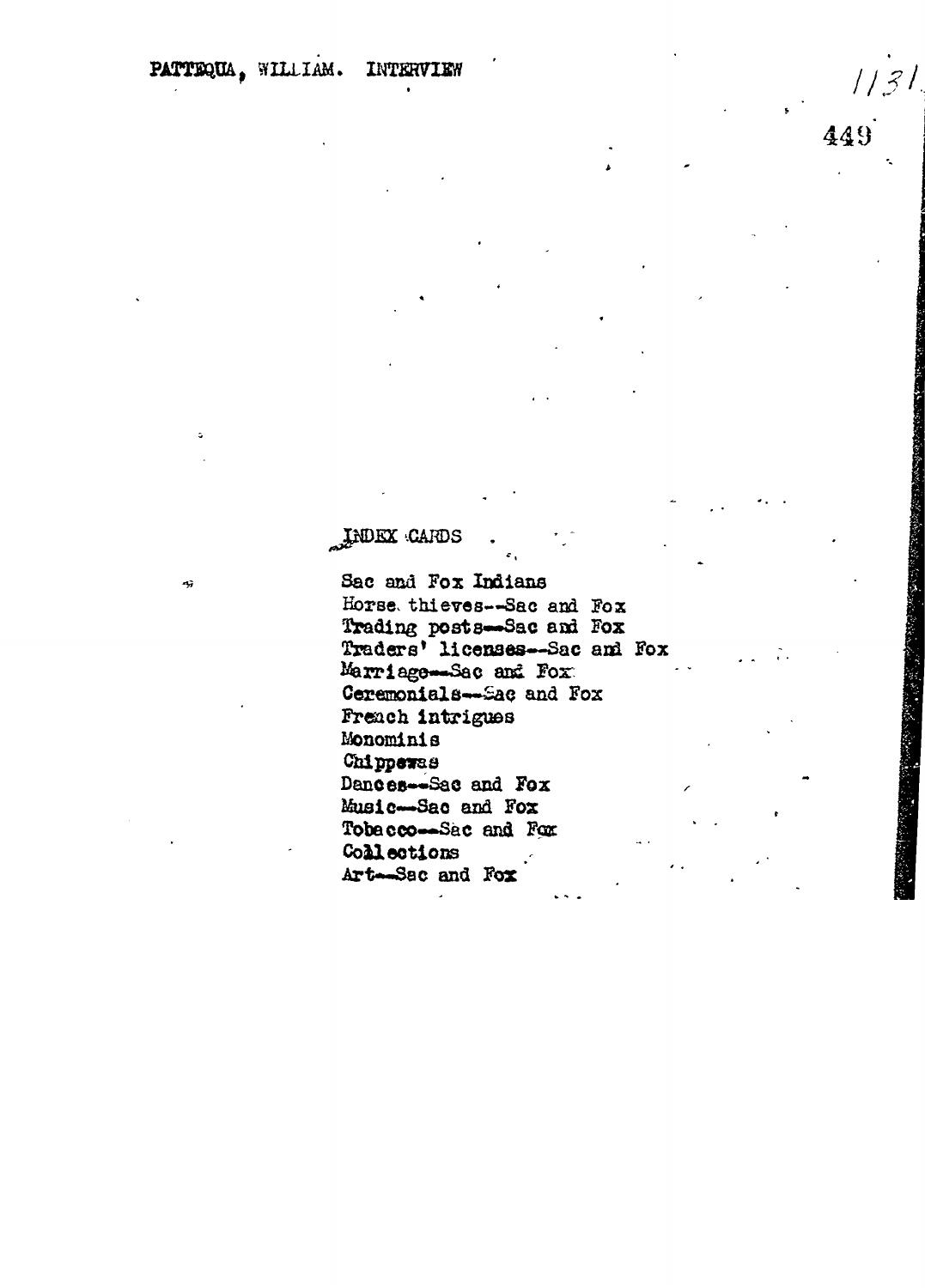PATTEQUA, WILLIAM. INTERVIEW

1131

449

INDEX CARDS

Sac and Fox Indians
Horse thieves--Sac and Fox
Trading posts--Sac and Fox
Traders' licenses--Sac and Fox
Marriage--Sac and Fox
Ceremonials--Sac and Fox
French intrigues
Monominis
Chippewas
Dances--Sac and Fox
Music--Sac and Fox
Tobacco--Sac and Fox
Collections
Art--Sac and Fox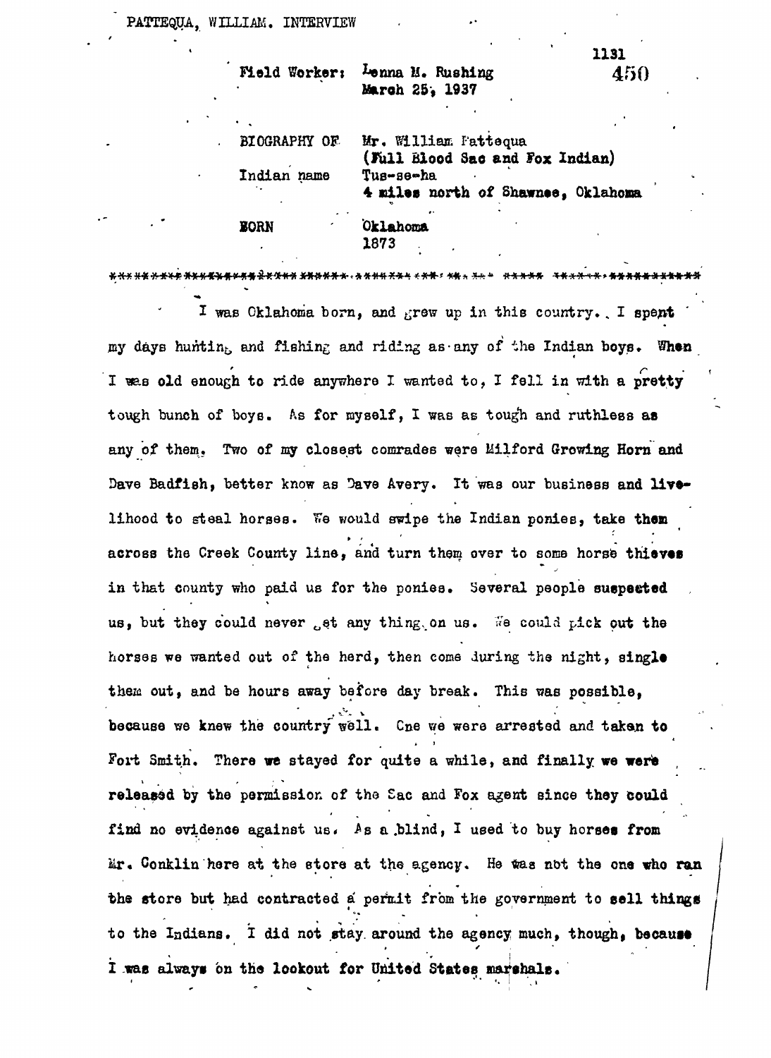PATTEQUA, WILLIAM. INTERVIEW

Field Worker: Lenna M. Rushing
March 25, 1937

BIOGRAPHY OF Mr. William Pattequa
(Full Blood Sac and Fox Indian)

Indian name Tus-se-ha
4 miles north of Shawnee, Oklahoma

BORN Oklahoma
1873

---

I was Oklahoma born, and grew up in this country. I spent my days hunting and fishing and riding as any of the Indian boys. When I was old enough to ride anywhere I wanted to, I fell in with a pretty tough bunch of boys. As for myself, I was as tough and ruthless as any of them. Two of my closest comrades were Milford Growing Horn and Dave Badfish, better know as Dave Avery. It was our business and livelihood to steal horses. We would swipe the Indian ponies, take them across the Creek County line, and turn them over to some horse thieves in that county who paid us for the ponies. Several people suspected us, but they could never get any thing on us. We could pick out the horses we wanted out of the herd, then come during the night, single them out, and be hours away before day break. This was possible, because we knew the country well. One we were arrested and taken to Fort Smith. There we stayed for quite a while, and finally we were released by the permission of the Sac and Fox agent since they could find no evidence against us. As a blind, I used to buy horses from Mr. Conklin here at the store at the agency. He was not the one who ran the store but had contracted a permit from the government to sell things to the Indians. I did not stay around the agency much, though, because I was always on the lookout for United States marshals.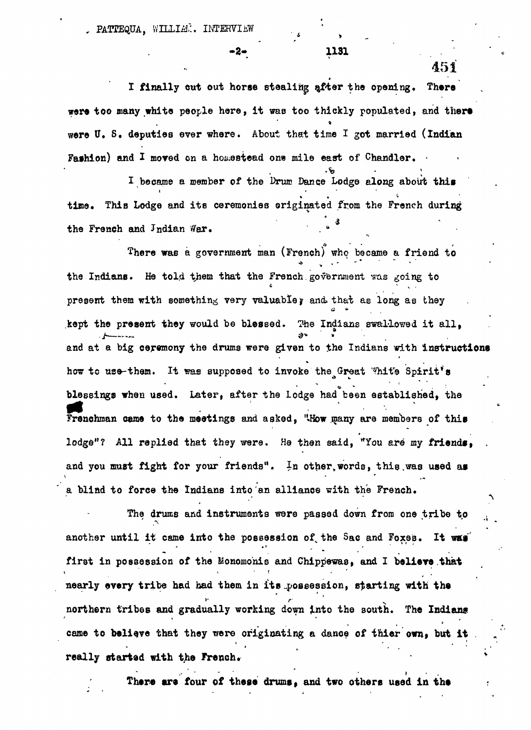I finally cut out horse stealing after the opening. There were too many white people here, it was too thickly populated, and there were U. S. deputies ever where. About that time I got married (Indian Fashion) and I moved on a homestead one mile east of Chandler.

I became a member of the Drum Dance Lodge along about this time. This Lodge and its ceremonies originated from the French during the French and Indian War.

There was a government man (French) who became a friend to the Indians. He told them that the French government was going to present them with something very valuable, and that as long as they kept the present they would be blessed. The Indians swallowed it all, and at a big ceremony the drums were given to the Indians with instructions how to use them. It was supposed to invoke the Great White Spirit's blessings when used. Later, after the Lodge had been established, the Frenchman came to the meetings and asked, "How many are members of this lodge"? All replied that they were. He then said, "You are my friends, and you must fight for your friends". In other words, this was used as a blind to force the Indians into an alliance with the French.

The drums and instruments were passed down from one tribe to another until it came into the possession of the Sac and Foxes. It was first in possession of the Monomonis and Chippewas, and I believe that nearly every tribe had had them in its possession, starting with the northern tribes and gradually working down into the south. The Indians came to believe that they were originating a dance of thier own, but it really started with the French.

There are four of these drums, and two others used in the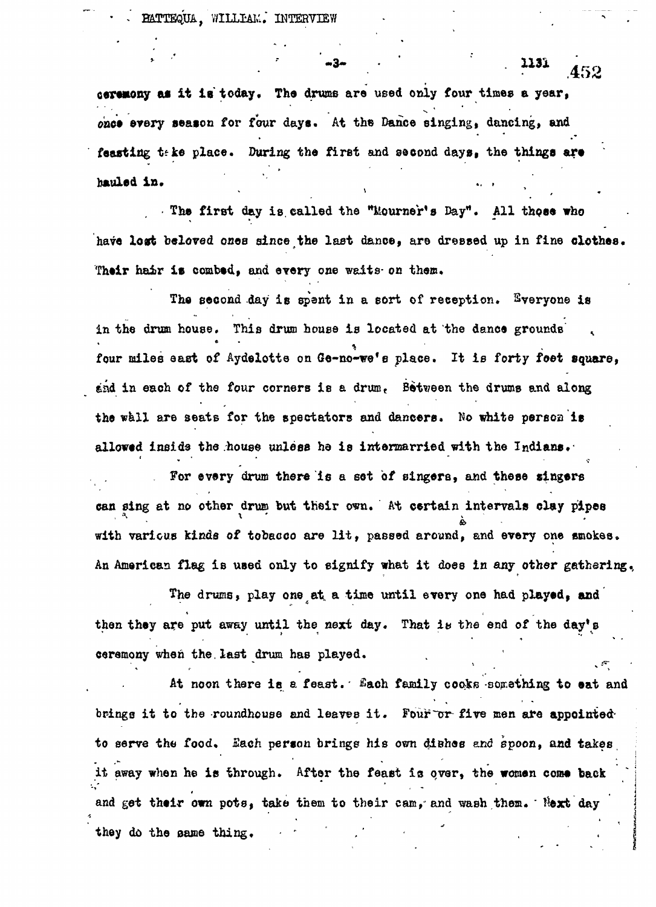ceremony as it is today. The drums are used only four times a year, once every season for four days. At the Dance singing, dancing, and feasting take place. During the first and second days, the things are hauled in.

The first day is called the "Mourner's Day". All those who have lost beloved ones since the last dance, are dressed up in fine clothes. Their hair is combed, and every one waits on them.

The second day is spent in a sort of reception. Everyone is in the drum house. This drum house is located at the dance grounds four miles east of Aydelotte on Ge-no-we's place. It is forty feet square, and in each of the four corners is a drum. Between the drums and along the wall are seats for the spectators and dancers. No white person is allowed inside the house unless he is intermarried with the Indians.

For every drum there is a set of singers, and these singers can sing at no other drum but their own. At certain intervals clay pipes with various kinds of tobacco are lit, passed around, and every one smokes. An American flag is used only to signify what it does in any other gathering.

The drums, play one at a time until every one had played, and then they are put away until the next day. That is the end of the day's ceremony when the last drum has played.

At noon there is a feast. Each family cooks something to eat and brings it to the roundhouse and leaves it. Four or five men are appointed to serve the food. Each person brings his own dishes and spoon, and takes it away when he is through. After the feast is over, the women come back and get their own pots, take them to their cam, and wash them. Next day they do the same thing.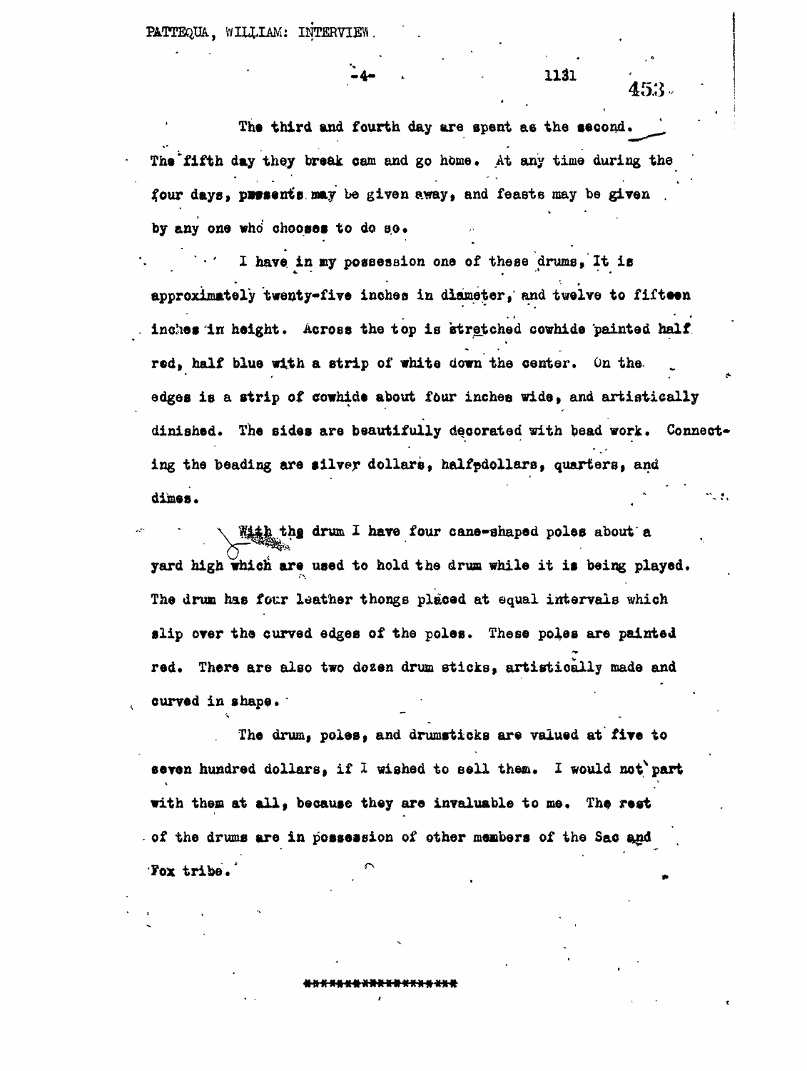The third and fourth day are spent as the second. The fifth day they break cam and go home. At any time during the four days, presents may be given away, and feasts may be given by any one who chooses to do so.

I have in my possession one of these drums, It is approximately twenty-five inches in diameter, and twelve to fifteen inches in height. Across the top is stretched cowhide painted half red, half blue with a strip of white down the center. On the edges is a strip of cowhide about four inches wide, and artistically dinished. The sides are beautifully decorated with bead work. Connecting the beading are silver dollars, halfpdollars, quarters, and dimes.

With the drum I have four cane-shaped poles about a yard high which are used to hold the drum while it is being played. The drum has four leather thongs placed at equal intervals which slip over the curved edges of the poles. These poles are painted red. There are also two dozen drum sticks, artistically made and curved in shape.

The drum, poles, and drumsticks are valued at five to seven hundred dollars, if I wished to sell them. I would not part with them at all, because they are invaluable to me. The rest of the drums are in possession of other members of the Sac and Fox tribe.

******************